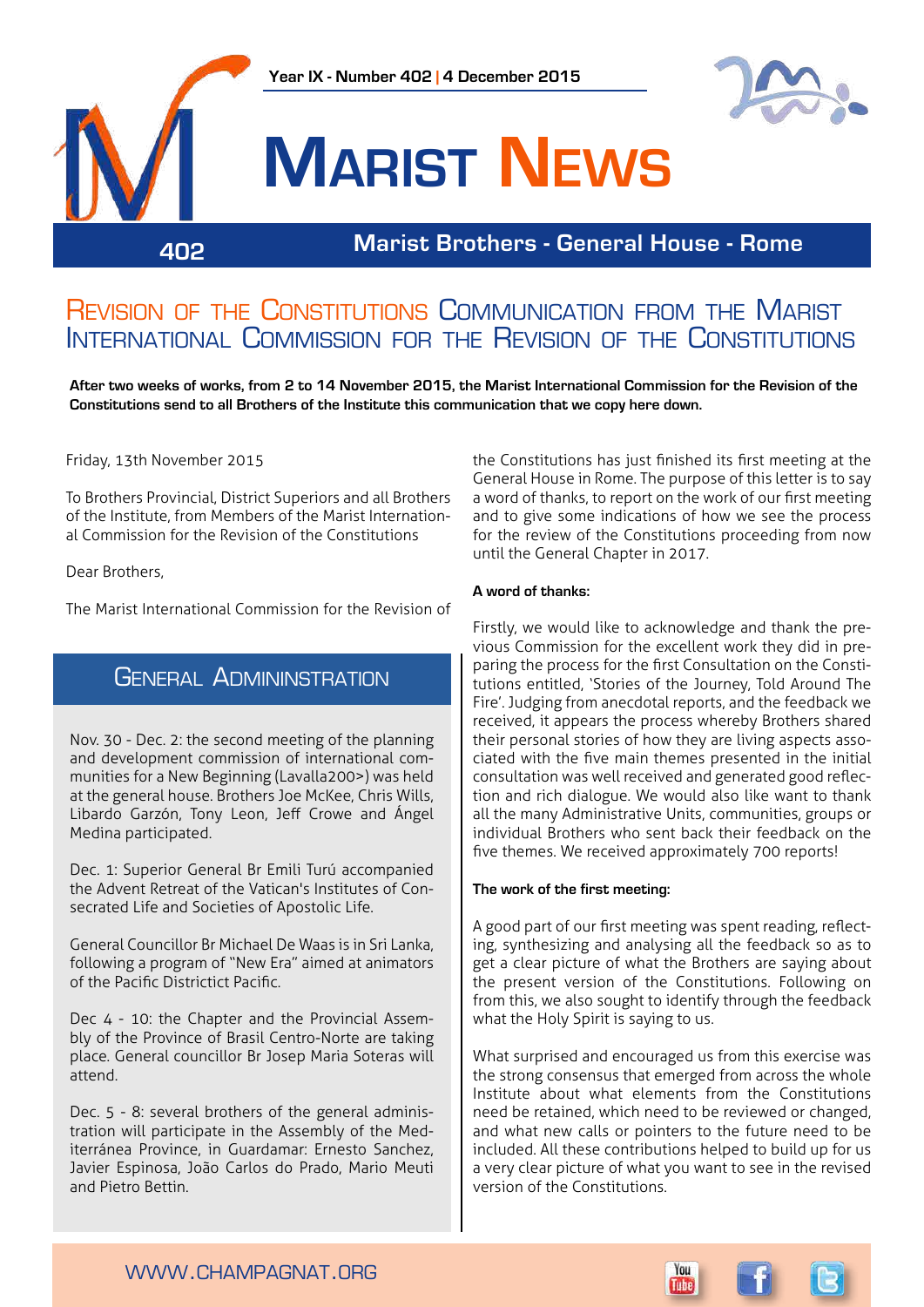Year IX - Number 402 | 4 December 2015

# Marist News

402

Marist Brothers - General House - Rome

## Revision of the Constitutions Communication from the Marist International Commission for the Revision of the Constitutions

**After two weeks of works, from 2 to 14 November 2015, the Marist International Commission for the Revision of the Constitutions send to all Brothers of the Institute this communication that we copy here down.**

Friday, 13th November 2015

To Brothers Provincial, District Superiors and all Brothers of the Institute, from Members of the Marist International Commission for the Revision of the Constitutions

Dear Brothers,

The Marist International Commission for the Revision of the Constitutions has just finished its first meeting at the General House in Rome. The purpose of this letter is to say a word of thanks, to report on the work of our first meeting and to give some indications of how we see the process for the review of the Constitutions proceeding from now until the General Chapter in 2017.

**A word of thanks:**

Firstly, we would like to acknowledge and thank the previous Commission for the excellent work they did in preparing the process for the first Consultation on the Constitutions entitled, 'Stories of the Journey, Told Around The Fire'. Judging from anecdotal reports, and the feedback we received, it appears the process whereby Brothers shared their personal stories of how they are living aspects associated with the five main themes presented in the initial consultation was well received and generated good reflection and rich dialogue. We would also like want to thank all the many Administrative Units, communities, groups or individual Brothers who sent back their feedback on the five themes. We received approximately 700 reports!

**The work of the first meeting:**

A good part of our first meeting was spent reading, reflecting, synthesizing and analysing all the feedback so as to get a clear picture of what the Brothers are saying about the present version of the Constitutions. Following on from this, we also sought to identify through the feedback what the Holy Spirit is saying to us.

What surprised and encouraged us from this exercise was the strong consensus that emerged from across the whole Institute about what elements from the Constitutions need be retained, which need to be reviewed or changed, and what new calls or pointers to the future need to be included. All these contributions helped to build up for us a very clear picture of what you want to see in the revised version of the Constitutions.

## General Admininstration

Nov. 30 - Dec. 2: the second meeting of the planning and development commission of international communities for a New Beginning (Lavalla200>) was held at the general house. Brothers Joe McKee, Chris Wills, Libardo Garzón, Tony Leon, Jeff Crowe and Ángel Medina participated.

Dec. 1: Superior General Br Emili Turú accompanied the Advent Retreat of the Vatican's Institutes of Consecrated Life and Societies of Apostolic Life.

General Councillor Br Michael De Waas is in Sri Lanka, following a program of "New Era" aimed at animators of the Pacific Districtict Pacific.

Dec 4 - 10: the Chapter and the Provincial Assembly of the Province of Brasil Centro-Norte are taking place. General councillor Br Josep Maria Soteras will attend.

Dec. 5 - 8: several brothers of the general administration will participate in the Assembly of the Mediterránea Province, in Guardamar: Ernesto Sanchez, Javier Espinosa, João Carlos do Prado, Mario Meuti and Pietro Bettin.

WWW.CHAMPAGNAT.ORG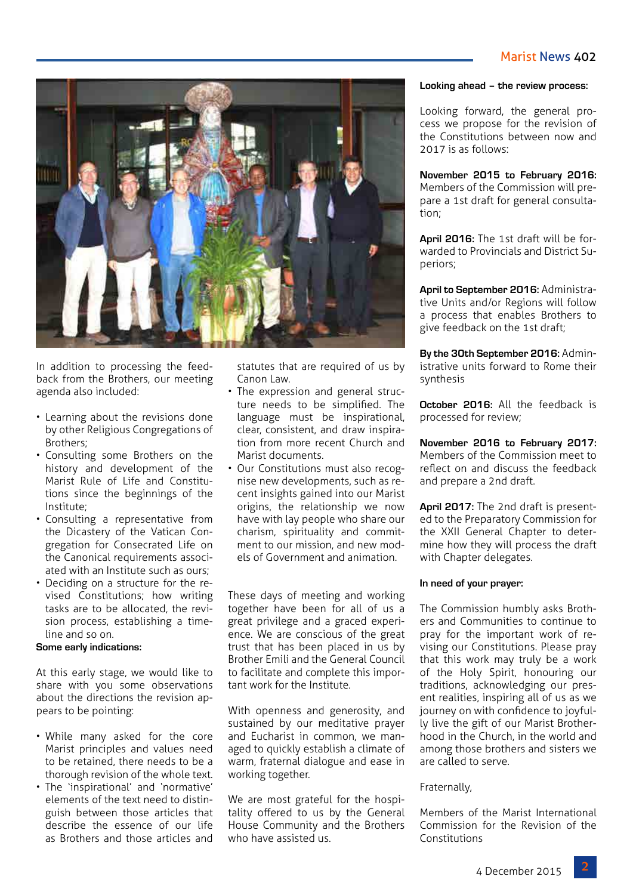In addition to processing the feedback from the Brothers, our meeting agenda also included:

- Learning about the revisions done by other Religious Congregations of Brothers;
- Consulting some Brothers on the history and development of the Marist Rule of Life and Constitutions since the beginnings of the Institute;
- Consulting a representative from the Dicastery of the Vatican Congregation for Consecrated Life on the Canonical requirements associated with an Institute such as ours;
- Deciding on a structure for the revised Constitutions; how writing tasks are to be allocated, the revision process, establishing a timeline and so on.

**Some early indications:**

At this early stage, we would like to share with you some observations about the directions the revision appears to be pointing:

- While many asked for the core Marist principles and values need to be retained, there needs to be a thorough revision of the whole text.
- The 'inspirational' and 'normative' elements of the text need to distinguish between those articles that describe the essence of our life as Brothers and those articles and statutes that are required of us by Canon Law.
- The expression and general structure needs to be simplified. The language must be inspirational, clear, consistent, and draw inspiration from more recent Church and Marist documents.
- Our Constitutions must also recognise new developments, such as recent insights gained into our Marist origins, the relationship we now have with lay people who share our charism, spirituality and commitment to our mission, and new models of Government and animation.

These days of meeting and working together have been for all of us a great privilege and a graced experience. We are conscious of the great trust that has been placed in us by Brother Emili and the General Council to facilitate and complete this important work for the Institute.

With openness and generosity, and sustained by our meditative prayer and Eucharist in common, we managed to quickly establish a climate of warm, fraternal dialogue and ease in working together.

We are most grateful for the hospitality offered to us by the General House Community and the Brothers who have assisted us.

**Looking ahead – the review process:**

Looking forward, the general process we propose for the revision of the Constitutions between now and 2017 is as follows:

**November 2015 to February 2016:** Members of the Commission will prepare a 1st draft for general consultation;

**April 2016:** The 1st draft will be forwarded to Provincials and District Superiors;

**April to September 2016:** Administrative Units and/or Regions will follow a process that enables Brothers to give feedback on the 1st draft;

**By the 30th September 2016:** Administrative units forward to Rome their synthesis

**October 2016:** All the feedback is processed for review;

**November 2016 to February 2017:** Members of the Commission meet to reflect on and discuss the feedback and prepare a 2nd draft.

**April 2017:** The 2nd draft is presented to the Preparatory Commission for the XXII General Chapter to determine how they will process the draft with Chapter delegates.

**In need of your prayer:**

The Commission humbly asks Brothers and Communities to continue to pray for the important work of revising our Constitutions. Please pray that this work may truly be a work of the Holy Spirit, honouring our traditions, acknowledging our present realities, inspiring all of us as we journey on with confidence to joyfully live the gift of our Marist Brotherhood in the Church, in the world and among those brothers and sisters we are called to serve.

Fraternally,

Members of the Marist International Commission for the Revision of the Constitutions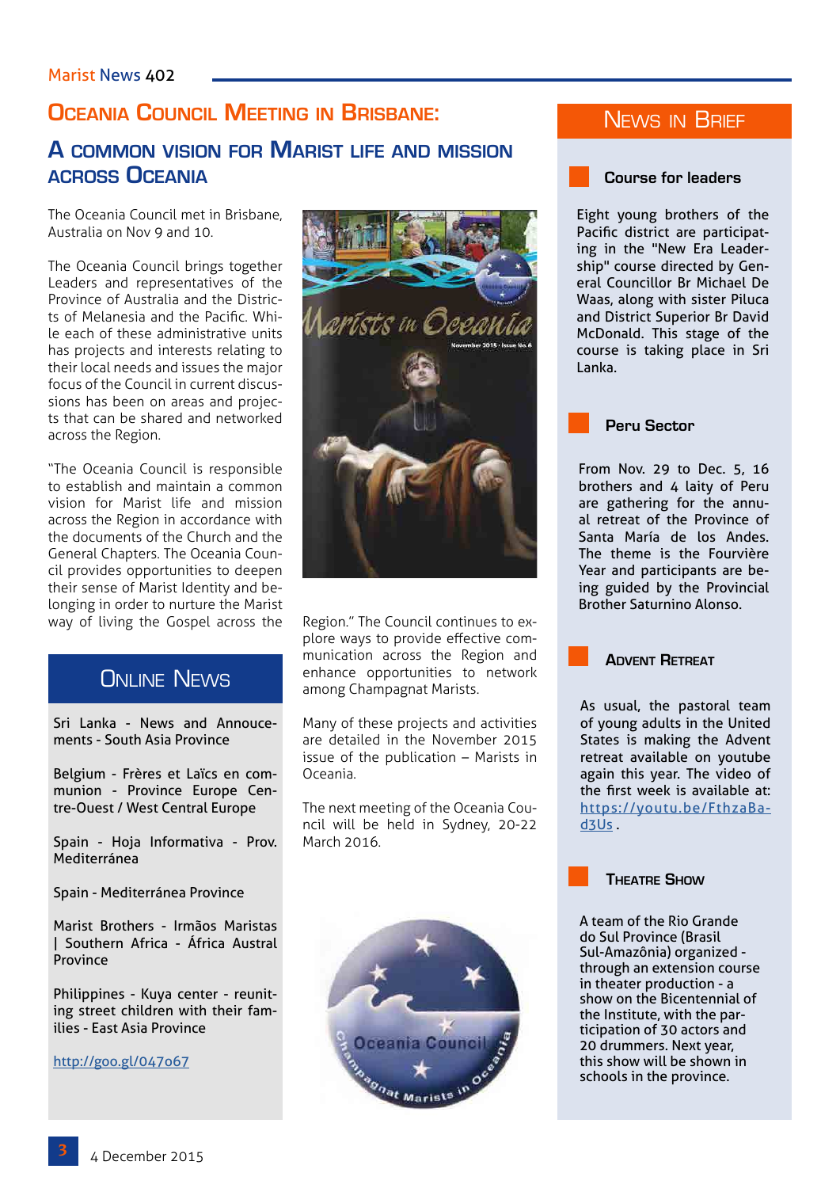# Oceania Council Meeting in Brisbane:

## A common vision for Marist life and mission across Oceania

The Oceania Council met in Brisbane, Australia on Nov 9 and 10.

The Oceania Council brings together Leaders and representatives of the Province of Australia and the Districts of Melanesia and the Pacific. While each of these administrative units has projects and interests relating to their local needs and issues the major focus of the Council in current discussions has been on areas and projects that can be shared and networked across the Region.

"The Oceania Council is responsible to establish and maintain a common vision for Marist life and mission across the Region in accordance with the documents of the Church and the General Chapters. The Oceania Council provides opportunities to deepen their sense of Marist Identity and belonging in order to nurture the Marist way of living the Gospel across the Region." The Council continues to explore ways to provide effective communication across the Region and enhance opportunities to network among Champagnat Marists.

Many of these projects and activities are detailed in the November 2015 issue of the publication – Marists in Oceania.

The next meeting of the Oceania Council will be held in Sydney, 20-22 March 2016.

## Online News

Sri Lanka - News and Annoucements - South Asia Province

Belgium - Frères et Laïcs en communion - Province Europe Centre-Ouest / West Central Europe

Spain - Hoja Informativa - Prov. Mediterránea

Spain - Mediterránea Province

Marist Brothers - Irmãos Maristas | Southern Africa - África Austral Province

Philippines - Kuya center - reuniting street children with their families - East Asia Province

http://goo.gl/047o67

## News in Brief

### Course for leaders

Eight young brothers of the Pacific district are participating in the "New Era Leadership" course directed by General Councillor Br Michael De Waas, along with sister Piluca and District Superior Br David McDonald. This stage of the course is taking place in Sri Lanka.

### Peru Sector

From Nov. 29 to Dec. 5, 16 brothers and 4 laity of Peru are gathering for the annual retreat of the Province of Santa María de los Andes. The theme is the Fourvière Year and participants are being guided by the Provincial Brother Saturnino Alonso.

### Advent Retreat

As usual, the pastoral team of young adults in the United States is making the Advent retreat available on youtube again this year. The video of the first week is available at: https://youtu.be/FthzBad3Us.

### Theatre Show

A team of the Rio Grande do Sul Province (Brasil Sul-Amazônia) organized - through an extension course in theater production - a show on the Bicentennial of the Institute, with the participation of 30 actors and 20 drummers. Next year, this show will be shown in schools in the province.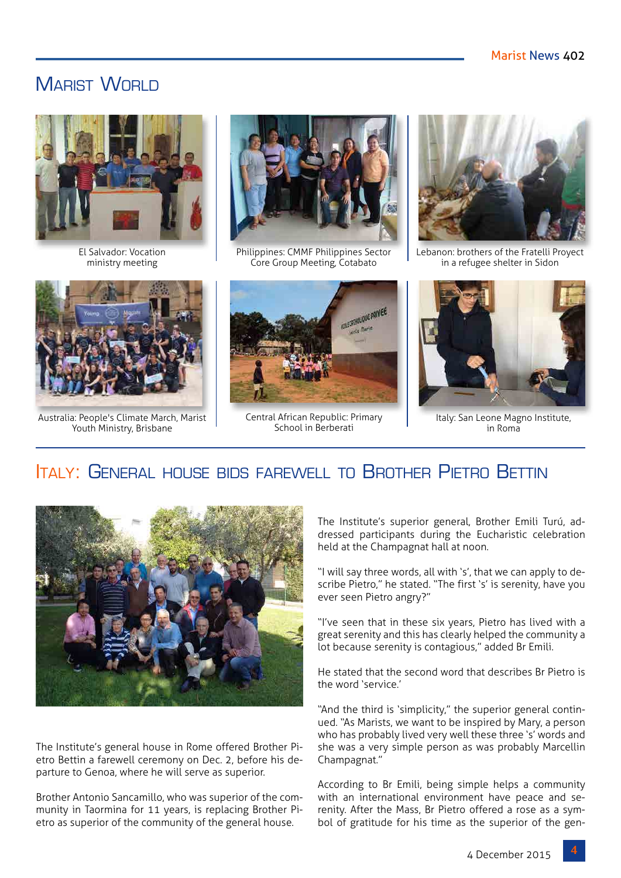# Marist World

El Salvador: Vocation ministry meeting

Philippines: CMMF Philippines Sector Core Group Meeting, Cotabato

Lebanon: brothers of the Fratelli Proyect in a refugee shelter in Sidon

Australia: People's Climate March, Marist Youth Ministry, Brisbane

Central African Republic: Primary School in Berberati

Italy: San Leone Magno Institute, in Roma

## Italy: General house bids farewell to Brother Pietro Bettin

The Institute's general house in Rome offered Brother Pietro Bettin a farewell ceremony on Dec. 2, before his departure to Genoa, where he will serve as superior.

Brother Antonio Sancamillo, who was superior of the community in Taormina for 11 years, is replacing Brother Pietro as superior of the community of the general house.

The Institute's superior general, Brother Emili Turú, addressed participants during the Eucharistic celebration held at the Champagnat hall at noon.

"I will say three words, all with 's', that we can apply to describe Pietro," he stated. "The first 's' is serenity, have you ever seen Pietro angry?"

"I've seen that in these six years, Pietro has lived with a great serenity and this has clearly helped the community a lot because serenity is contagious," added Br Emili.

He stated that the second word that describes Br Pietro is the word 'service.'

"And the third is 'simplicity," the superior general continued. "As Marists, we want to be inspired by Mary, a person who has probably lived very well these three 's' words and she was a very simple person as was probably Marcellin Champagnat."

According to Br Emili, being simple helps a community with an international environment have peace and serenity. After the Mass, Br Pietro offered a rose as a symbol of gratitude for his time as the superior of the gen-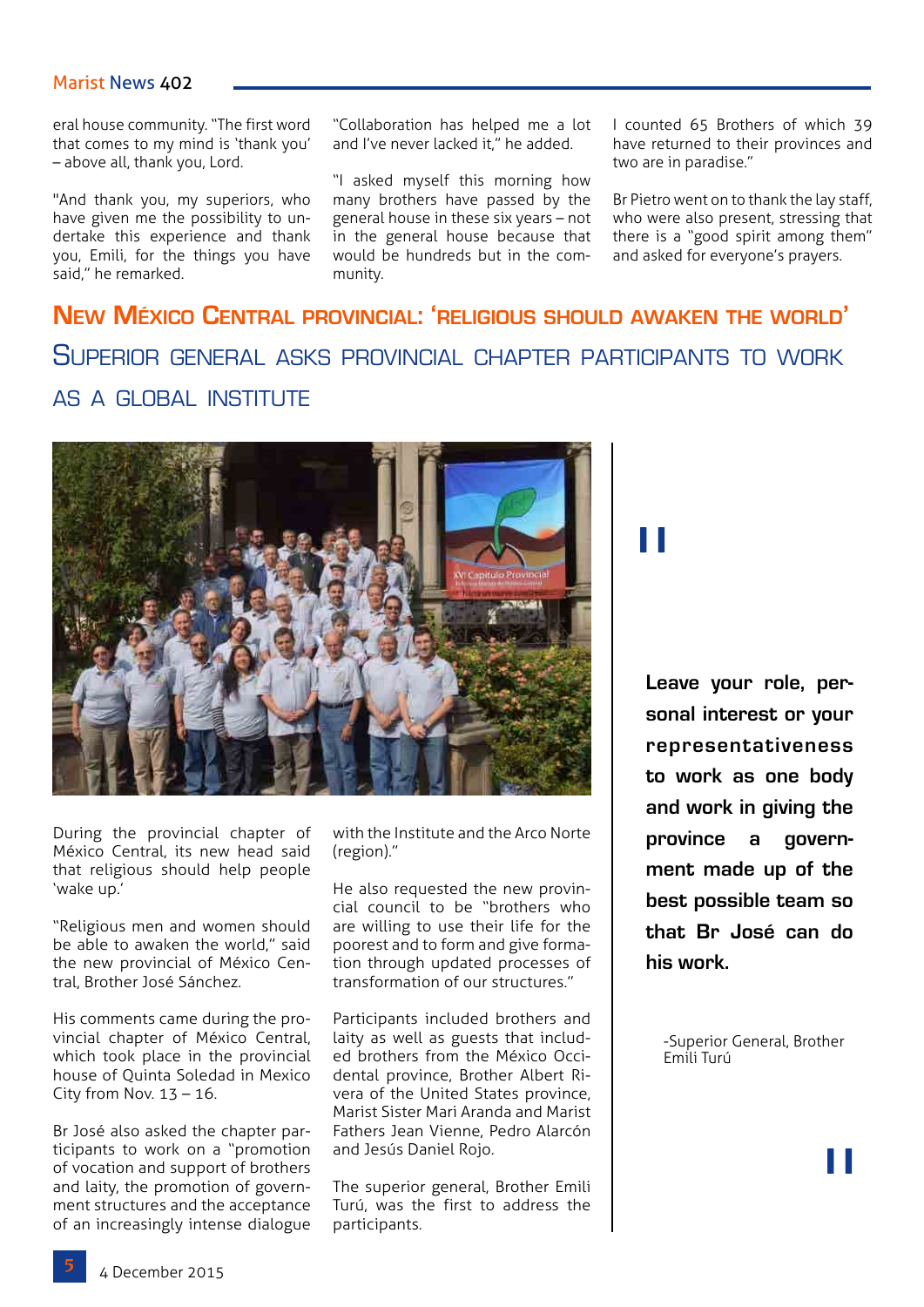eral house community. "The first word that comes to my mind is 'thank you' – above all, thank you, Lord.

"And thank you, my superiors, who have given me the possibility to undertake this experience and thank you, Emili, for the things you have said," he remarked.

"Collaboration has helped me a lot and I've never lacked it," he added.

"I asked myself this morning how many brothers have passed by the general house in these six years – not in the general house because that would be hundreds but in the community.

I counted 65 Brothers of which 39 have returned to their provinces and two are in paradise."

Br Pietro went on to thank the lay staff, who were also present, stressing that there is a "good spirit among them" and asked for everyone's prayers.

## New México Central provincial: 'religious should awaken the world'

## Superior general asks provincial chapter participants to work as a global institute

During the provincial chapter of México Central, its new head said that religious should help people 'wake up.'

"Religious men and women should be able to awaken the world," said the new provincial of México Central, Brother José Sánchez.

His comments came during the provincial chapter of México Central, which took place in the provincial house of Quinta Soledad in Mexico City from Nov. 13 – 16.

Br José also asked the chapter participants to work on a "promotion of vocation and support of brothers and laity, the promotion of government structures and the acceptance of an increasingly intense dialogue with the Institute and the Arco Norte (region)."

He also requested the new provincial council to be "brothers who are willing to use their life for the poorest and to form and give formation through updated processes of transformation of our structures."

Participants included brothers and laity as well as guests that included brothers from the México Occidental province, Brother Albert Rivera of the United States province, Marist Sister Mari Aranda and Marist Fathers Jean Vienne, Pedro Alarcón and Jesús Daniel Rojo.

The superior general, Brother Emili Turú, was the first to address the participants.

> **Leave your role, personal interest or your representativeness to work as one body and work in giving the province a government made up of the best possible team so that Br José can do his work.**
>
> -Superior General, Brother Emili Turú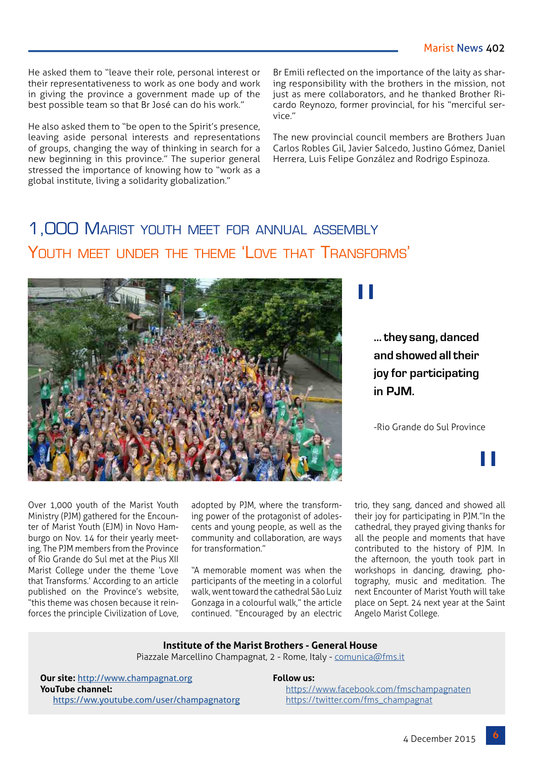He asked them to "leave their role, personal interest or their representativeness to work as one body and work in giving the province a government made up of the best possible team so that Br José can do his work."

He also asked them to "be open to the Spirit's presence, leaving aside personal interests and representations of groups, changing the way of thinking in search for a new beginning in this province." The superior general stressed the importance of knowing how to "work as a global institute, living a solidarity globalization."

Br Emili reflected on the importance of the laity as sharing responsibility with the brothers in the mission, not just as mere collaborators, and he thanked Brother Ricardo Reynozo, former provincial, for his "merciful service."

The new provincial council members are Brothers Juan Carlos Robles Gil, Javier Salcedo, Justino Gómez, Daniel Herrera, Luis Felipe González and Rodrigo Espinoza.

# 1,000 Marist youth meet for annual assembly

## Youth meet under the theme 'Love that Transforms'

> "... they sang, danced and showed all their joy for participating in PJM."
>
> -Rio Grande do Sul Province

Over 1,000 youth of the Marist Youth Ministry (PJM) gathered for the Encounter of Marist Youth (EJM) in Novo Hamburgo on Nov. 14 for their yearly meeting. The PJM members from the Province of Rio Grande do Sul met at the Pius XII Marist College under the theme 'Love that Transforms.' According to an article published on the Province's website, "this theme was chosen because it reinforces the principle Civilization of Love, adopted by PJM, where the transforming power of the protagonist of adolescents and young people, as well as the community and collaboration, are ways for transformation."

"A memorable moment was when the participants of the meeting in a colorful walk, went toward the cathedral São Luiz Gonzaga in a colourful walk," the article continued. "Encouraged by an electric trio, they sang, danced and showed all their joy for participating in PJM."In the cathedral, they prayed giving thanks for all the people and moments that have contributed to the history of PJM. In the afternoon, the youth took part in workshops in dancing, drawing, photography, music and meditation. The next Encounter of Marist Youth will take place on Sept. 24 next year at the Saint Angelo Marist College.

**Institute of the Marist Brothers - General House**
Piazzale Marcellino Champagnat, 2 - Rome, Italy - comunica@fms.it

**Our site:** http://www.champagnat.org
**YouTube channel:** https://ww.youtube.com/user/champagnatorg

**Follow us:**
https://www.facebook.com/fmschampagnaten
https://twitter.com/fms_champagnat